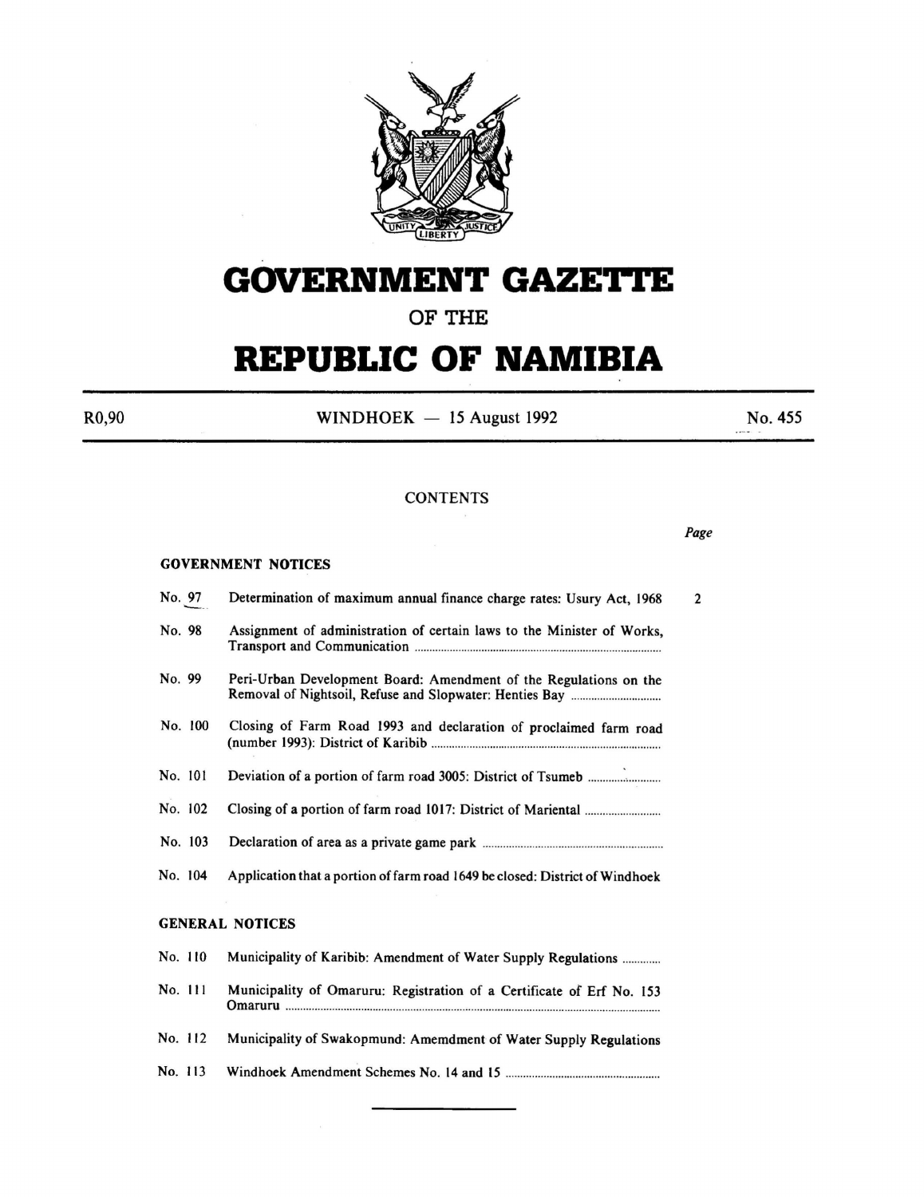# GOVERNMENT GAZETTE

## OF THE

# REPUBLIC OF NAMIBIA

R0,90 WINDHOEK — 15 August 1992 No. 455

### CONTENTS

| | | *Page* |
|---|---|---|
| **GOVERNMENT NOTICES** | | |
| No. 97 | Determination of maximum annual finance charge rates: Usury Act, 1968 | 2 |
| No. 98 | Assignment of administration of certain laws to the Minister of Works, Transport and Communication | |
| No. 99 | Peri-Urban Development Board: Amendment of the Regulations on the Removal of Nightsoil, Refuse and Slopwater: Henties Bay | |
| No. 100 | Closing of Farm Road 1993 and declaration of proclaimed farm road (number 1993): District of Karibib | |
| No. 101 | Deviation of a portion of farm road 3005: District of Tsumeb | |
| No. 102 | Closing of a portion of farm road 1017: District of Mariental | |
| No. 103 | Declaration of area as a private game park | |
| No. 104 | Application that a portion of farm road 1649 be closed: District of Windhoek | |
| **GENERAL NOTICES** | | |
| No. 110 | Municipality of Karibib: Amendment of Water Supply Regulations | |
| No. 111 | Municipality of Omaruru: Registration of a Certificate of Erf No. 153 Omaruru | |
| No. 112 | Municipality of Swakopmund: Amemdment of Water Supply Regulations | |
| No. 113 | Windhoek Amendment Schemes No. 14 and 15 | |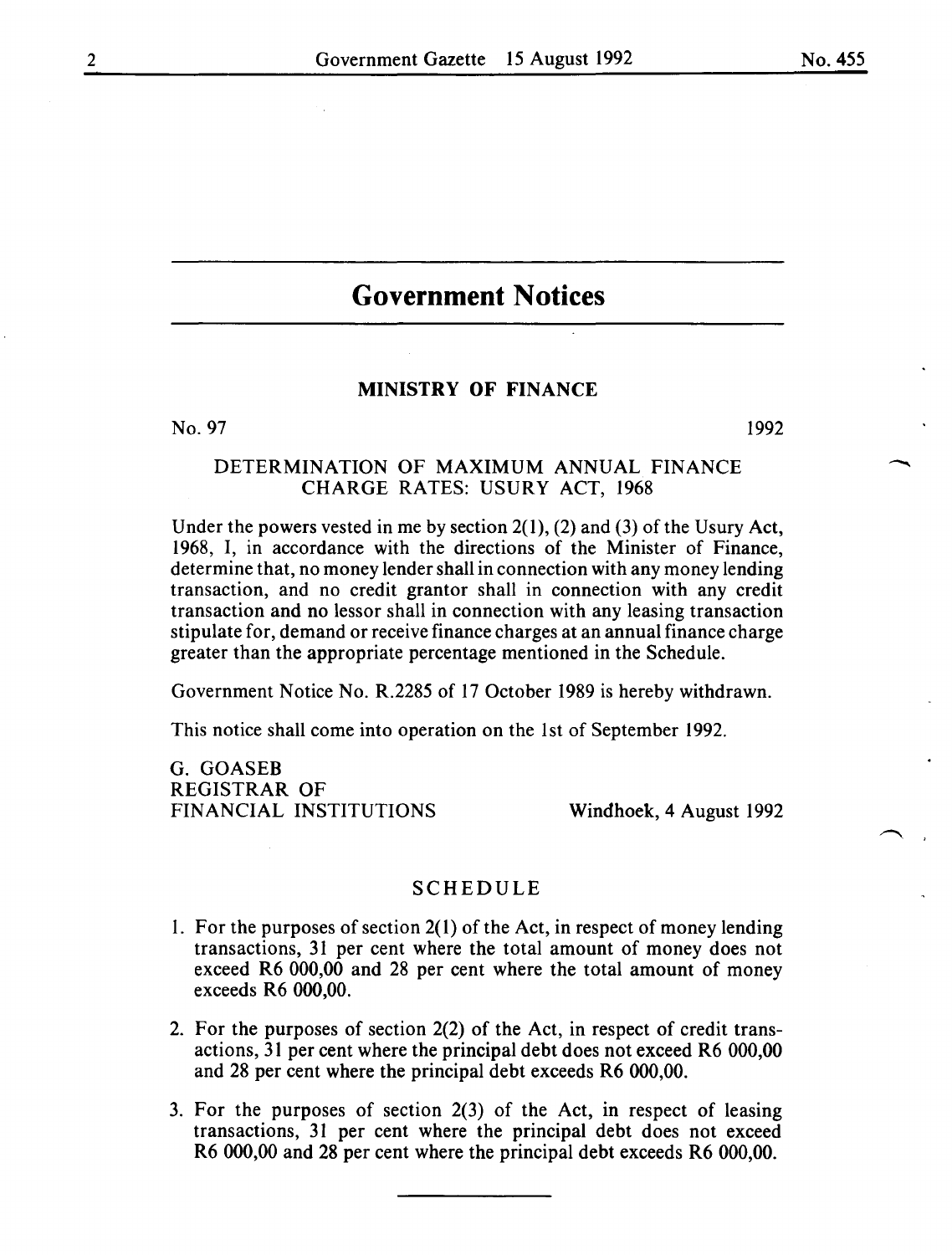# Government Notices

## MINISTRY OF FINANCE

No. 97 1992

### DETERMINATION OF MAXIMUM ANNUAL FINANCE CHARGE RATES: USURY ACT, 1968

Under the powers vested in me by section 2(1), (2) and (3) of the Usury Act, 1968, I, in accordance with the directions of the Minister of Finance, determine that, no money lender shall in connection with any money lending transaction, and no credit grantor shall in connection with any credit transaction and no lessor shall in connection with any leasing transaction stipulate for, demand or receive finance charges at an annual finance charge greater than the appropriate percentage mentioned in the Schedule.

Government Notice No. R.2285 of 17 October 1989 is hereby withdrawn.

This notice shall come into operation on the 1st of September 1992.

G. GOASEB
REGISTRAR OF
FINANCIAL INSTITUTIONS

Windhoek, 4 August 1992

### SCHEDULE

1. For the purposes of section 2(1) of the Act, in respect of money lending transactions, 31 per cent where the total amount of money does not exceed R6 000,00 and 28 per cent where the total amount of money exceeds R6 000,00.
2. For the purposes of section 2(2) of the Act, in respect of credit transactions, 31 per cent where the principal debt does not exceed R6 000,00 and 28 per cent where the principal debt exceeds R6 000,00.
3. For the purposes of section 2(3) of the Act, in respect of leasing transactions, 31 per cent where the principal debt does not exceed R6 000,00 and 28 per cent where the principal debt exceeds R6 000,00.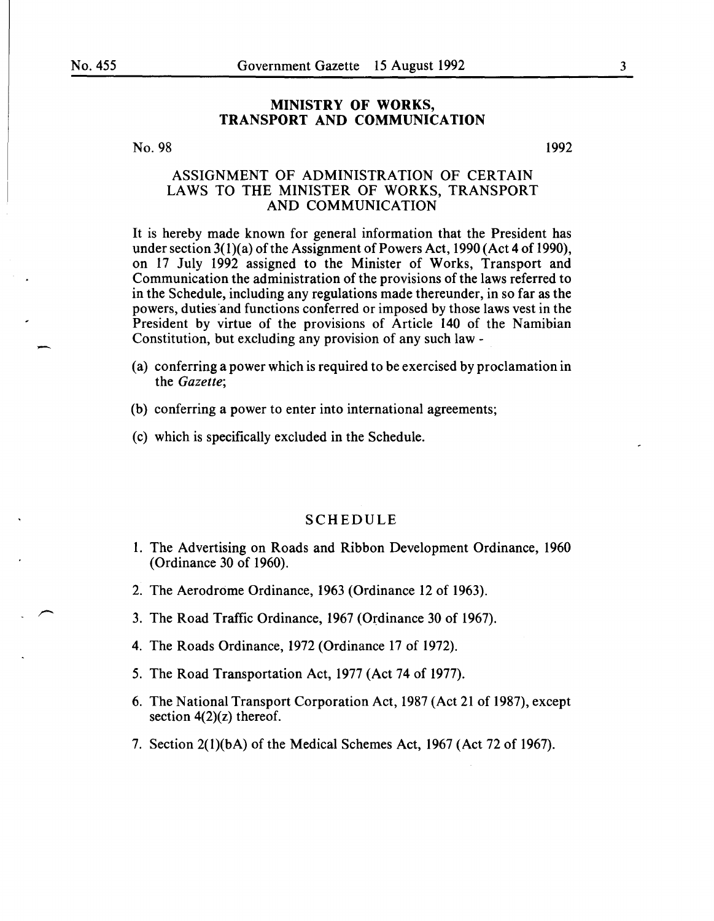## MINISTRY OF WORKS, TRANSPORT AND COMMUNICATION

No. 98 1992

### ASSIGNMENT OF ADMINISTRATION OF CERTAIN LAWS TO THE MINISTER OF WORKS, TRANSPORT AND COMMUNICATION

It is hereby made known for general information that the President has under section 3(1)(a) of the Assignment of Powers Act, 1990 (Act 4 of 1990), on 17 July 1992 assigned to the Minister of Works, Transport and Communication the administration of the provisions of the laws referred to in the Schedule, including any regulations made thereunder, in so far as the powers, duties and functions conferred or imposed by those laws vest in the President by virtue of the provisions of Article 140 of the Namibian Constitution, but excluding any provision of any such law -

(a) conferring a power which is required to be exercised by proclamation in the *Gazette*;

(b) conferring a power to enter into international agreements;

(c) which is specifically excluded in the Schedule.

### SCHEDULE

1. The Advertising on Roads and Ribbon Development Ordinance, 1960 (Ordinance 30 of 1960).

2. The Aerodrome Ordinance, 1963 (Ordinance 12 of 1963).

3. The Road Traffic Ordinance, 1967 (Ordinance 30 of 1967).

4. The Roads Ordinance, 1972 (Ordinance 17 of 1972).

5. The Road Transportation Act, 1977 (Act 74 of 1977).

6. The National Transport Corporation Act, 1987 (Act 21 of 1987), except section 4(2)(z) thereof.

7. Section 2(1)(bA) of the Medical Schemes Act, 1967 (Act 72 of 1967).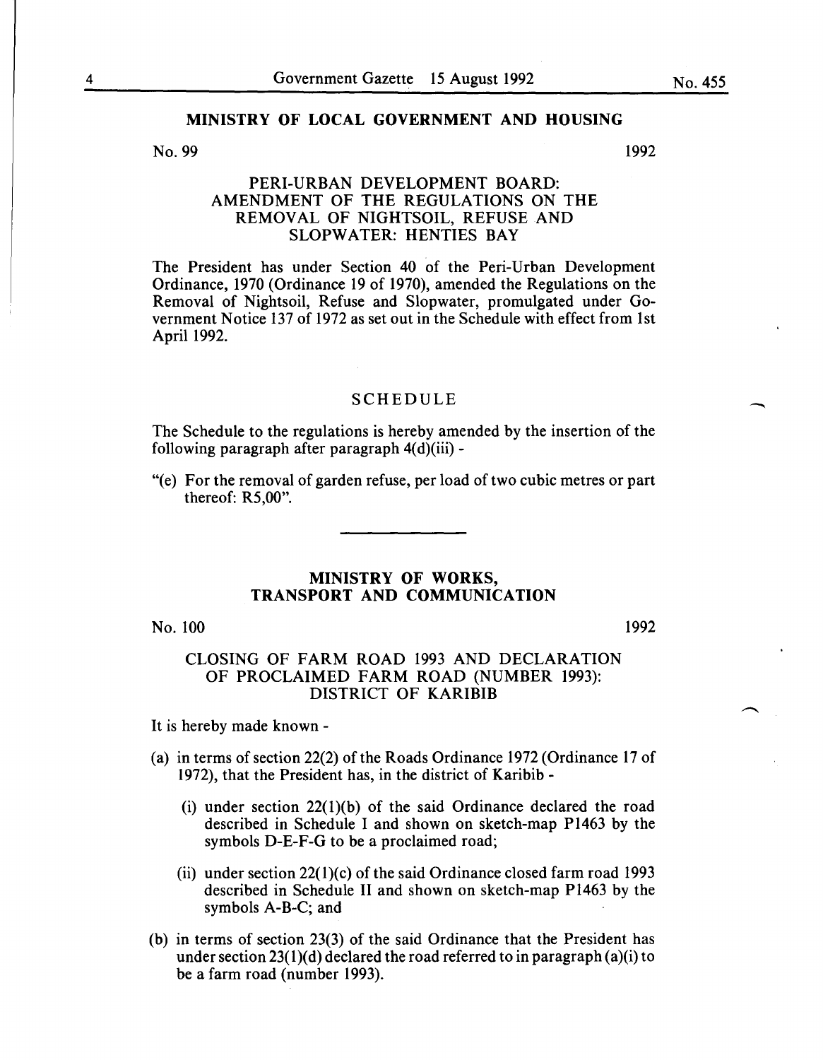## MINISTRY OF LOCAL GOVERNMENT AND HOUSING

No. 99 1992

### PERI-URBAN DEVELOPMENT BOARD: AMENDMENT OF THE REGULATIONS ON THE REMOVAL OF NIGHTSOIL, REFUSE AND SLOPWATER: HENTIES BAY

The President has under Section 40 of the Peri-Urban Development Ordinance, 1970 (Ordinance 19 of 1970), amended the Regulations on the Removal of Nightsoil, Refuse and Slopwater, promulgated under Government Notice 137 of 1972 as set out in the Schedule with effect from 1st April 1992.

### SCHEDULE

The Schedule to the regulations is hereby amended by the insertion of the following paragraph after paragraph 4(d)(iii) -

"(e) For the removal of garden refuse, per load of two cubic metres or part thereof: R5,00".

## MINISTRY OF WORKS, TRANSPORT AND COMMUNICATION

No. 100 1992

### CLOSING OF FARM ROAD 1993 AND DECLARATION OF PROCLAIMED FARM ROAD (NUMBER 1993): DISTRICT OF KARIBIB

It is hereby made known -

(a) in terms of section 22(2) of the Roads Ordinance 1972 (Ordinance 17 of 1972), that the President has, in the district of Karibib -

  (i) under section 22(1)(b) of the said Ordinance declared the road described in Schedule I and shown on sketch-map P1463 by the symbols D-E-F-G to be a proclaimed road;

  (ii) under section 22(1)(c) of the said Ordinance closed farm road 1993 described in Schedule II and shown on sketch-map P1463 by the symbols A-B-C; and

(b) in terms of section 23(3) of the said Ordinance that the President has under section 23(1)(d) declared the road referred to in paragraph (a)(i) to be a farm road (number 1993).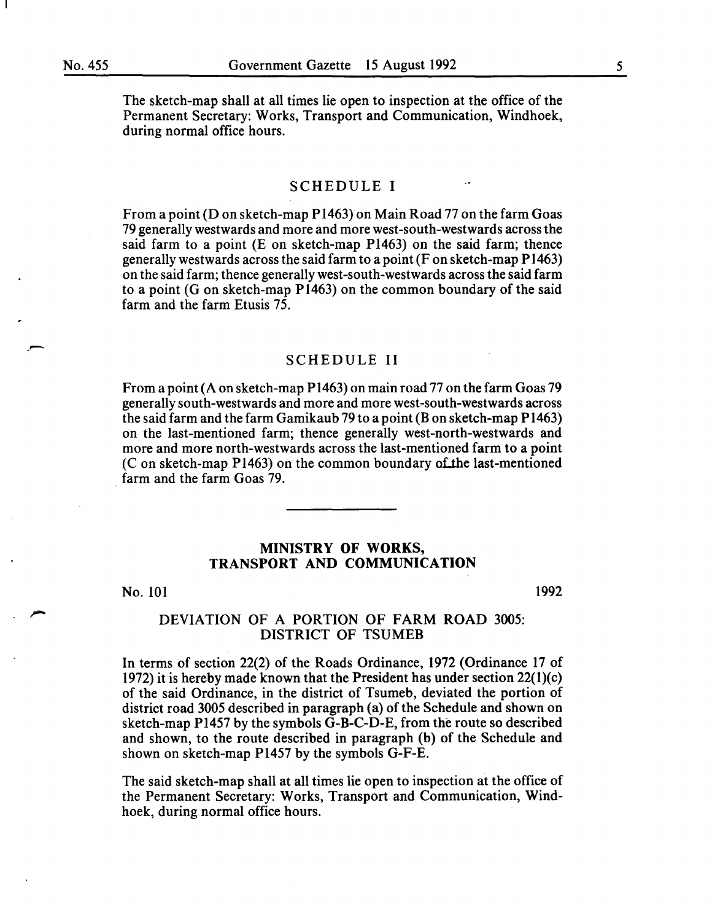The sketch-map shall at all times lie open to inspection at the office of the Permanent Secretary: Works, Transport and Communication, Windhoek, during normal office hours.

## SCHEDULE I

From a point (D on sketch-map P1463) on Main Road 77 on the farm Goas 79 generally westwards and more and more west-south-westwards across the said farm to a point (E on sketch-map P1463) on the said farm; thence generally westwards across the said farm to a point (F on sketch-map P1463) on the said farm; thence generally west-south-westwards across the said farm to a point (G on sketch-map P1463) on the common boundary of the said farm and the farm Etusis 75.

## SCHEDULE II

From a point (A on sketch-map P1463) on main road 77 on the farm Goas 79 generally south-westwards and more and more west-south-westwards across the said farm and the farm Gamikaub 79 to a point (B on sketch-map P1463) on the last-mentioned farm; thence generally west-north-westwards and more and more north-westwards across the last-mentioned farm to a point (C on sketch-map P1463) on the common boundary of the last-mentioned farm and the farm Goas 79.

---

## MINISTRY OF WORKS, TRANSPORT AND COMMUNICATION

No. 101 1992

### DEVIATION OF A PORTION OF FARM ROAD 3005: DISTRICT OF TSUMEB

In terms of section 22(2) of the Roads Ordinance, 1972 (Ordinance 17 of 1972) it is hereby made known that the President has under section 22(1)(c) of the said Ordinance, in the district of Tsumeb, deviated the portion of district road 3005 described in paragraph (a) of the Schedule and shown on sketch-map P1457 by the symbols G-B-C-D-E, from the route so described and shown, to the route described in paragraph (b) of the Schedule and shown on sketch-map P1457 by the symbols G-F-E.

The said sketch-map shall at all times lie open to inspection at the office of the Permanent Secretary: Works, Transport and Communication, Windhoek, during normal office hours.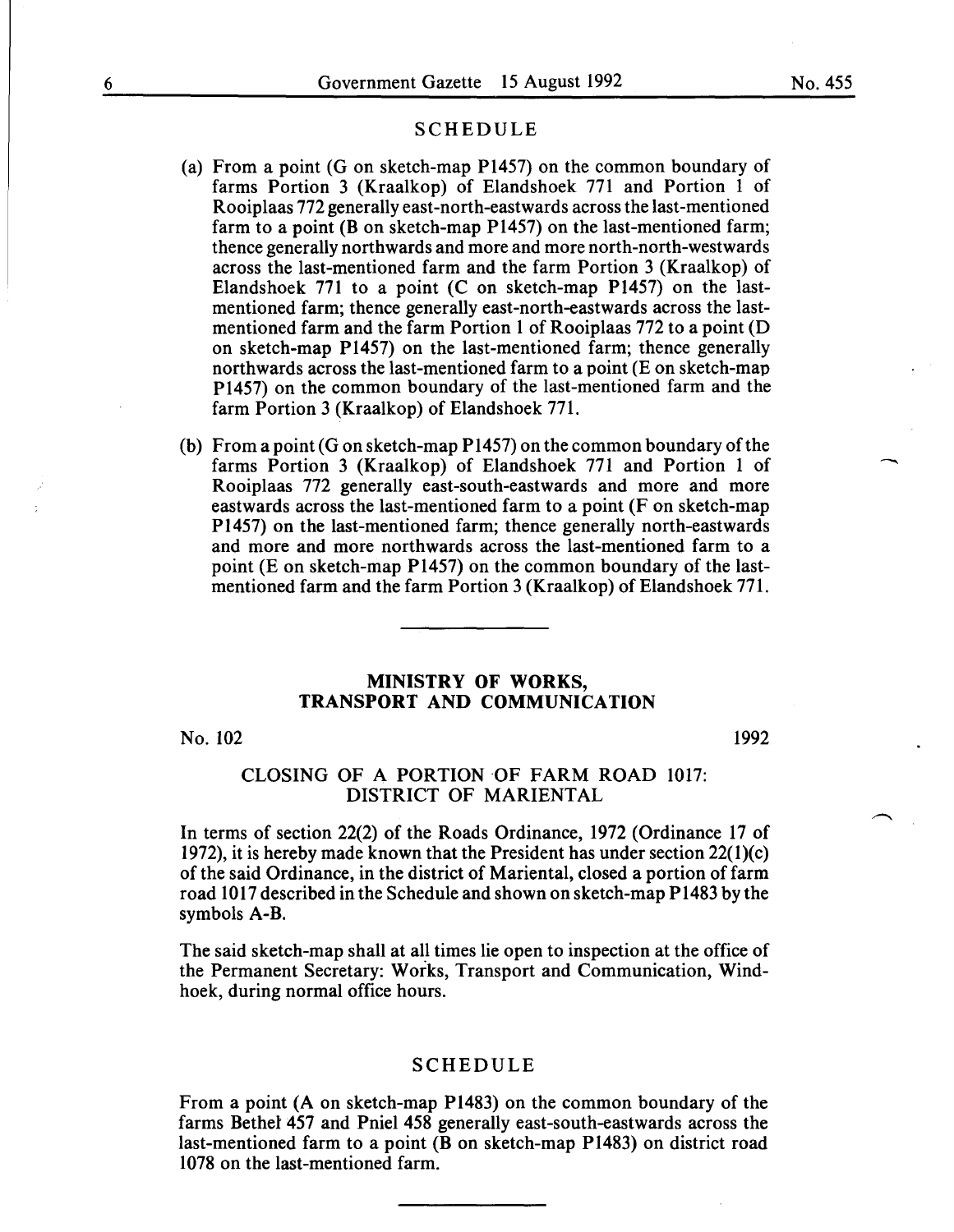## SCHEDULE

(a) From a point (G on sketch-map P1457) on the common boundary of farms Portion 3 (Kraalkop) of Elandshoek 771 and Portion 1 of Rooiplaas 772 generally east-north-eastwards across the last-mentioned farm to a point (B on sketch-map P1457) on the last-mentioned farm; thence generally northwards and more and more north-north-westwards across the last-mentioned farm and the farm Portion 3 (Kraalkop) of Elandshoek 771 to a point (C on sketch-map P1457) on the last-mentioned farm; thence generally east-north-eastwards across the last-mentioned farm and the farm Portion 1 of Rooiplaas 772 to a point (D on sketch-map P1457) on the last-mentioned farm; thence generally northwards across the last-mentioned farm to a point (E on sketch-map P1457) on the common boundary of the last-mentioned farm and the farm Portion 3 (Kraalkop) of Elandshoek 771.

(b) From a point (G on sketch-map P1457) on the common boundary of the farms Portion 3 (Kraalkop) of Elandshoek 771 and Portion 1 of Rooiplaas 772 generally east-south-eastwards and more and more eastwards across the last-mentioned farm to a point (F on sketch-map P1457) on the last-mentioned farm; thence generally north-eastwards and more and more northwards across the last-mentioned farm to a point (E on sketch-map P1457) on the common boundary of the last-mentioned farm and the farm Portion 3 (Kraalkop) of Elandshoek 771.

---

## MINISTRY OF WORKS, TRANSPORT AND COMMUNICATION

No. 102 1992

### CLOSING OF A PORTION OF FARM ROAD 1017: DISTRICT OF MARIENTAL

In terms of section 22(2) of the Roads Ordinance, 1972 (Ordinance 17 of 1972), it is hereby made known that the President has under section 22(1)(c) of the said Ordinance, in the district of Mariental, closed a portion of farm road 1017 described in the Schedule and shown on sketch-map P1483 by the symbols A-B.

The said sketch-map shall at all times lie open to inspection at the office of the Permanent Secretary: Works, Transport and Communication, Windhoek, during normal office hours.

## SCHEDULE

From a point (A on sketch-map P1483) on the common boundary of the farms Bethel 457 and Pniel 458 generally east-south-eastwards across the last-mentioned farm to a point (B on sketch-map P1483) on district road 1078 on the last-mentioned farm.

---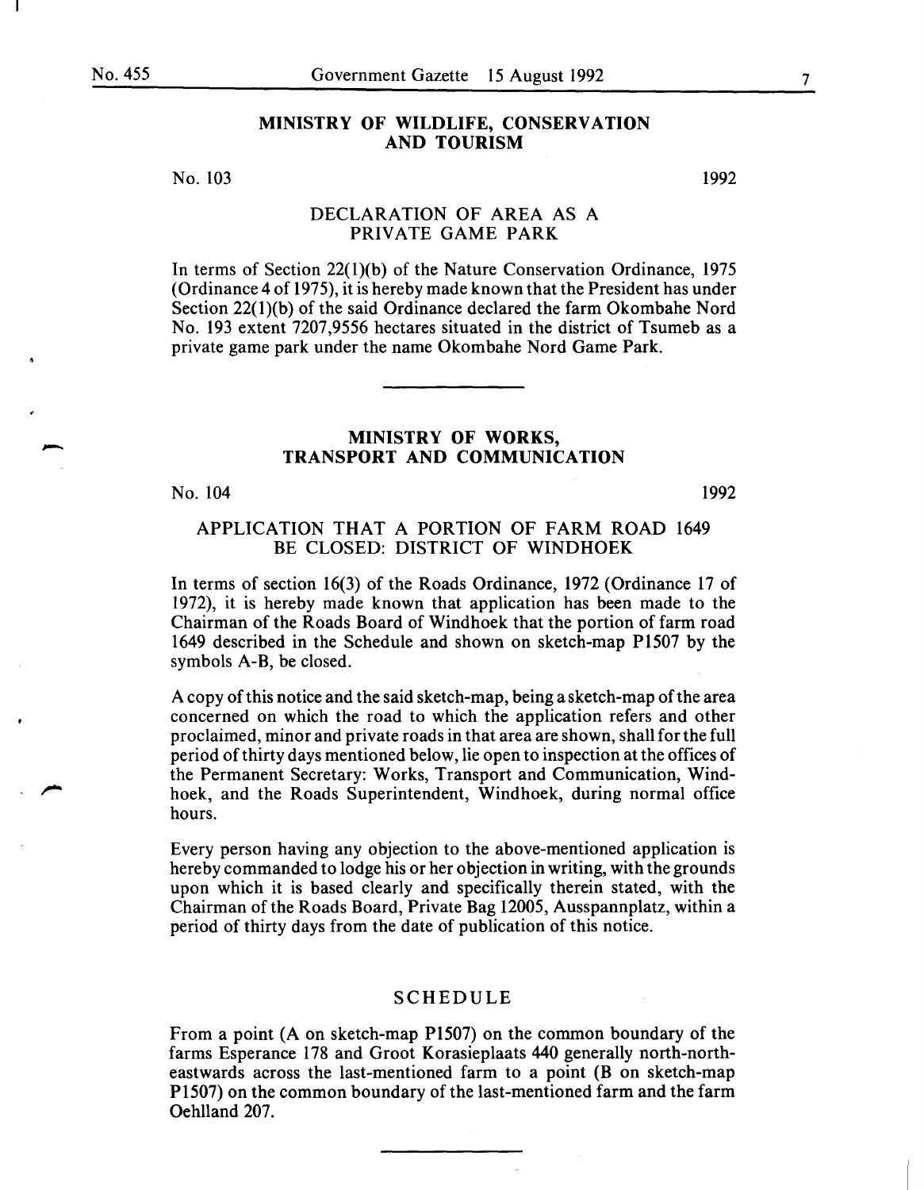## MINISTRY OF WILDLIFE, CONSERVATION AND TOURISM

No. 103 1992

### DECLARATION OF AREA AS A PRIVATE GAME PARK

In terms of Section 22(1)(b) of the Nature Conservation Ordinance, 1975 (Ordinance 4 of 1975), it is hereby made known that the President has under Section 22(1)(b) of the said Ordinance declared the farm Okombahe Nord No. 193 extent 7207,9556 hectares situated in the district of Tsumeb as a private game park under the name Okombahe Nord Game Park.

---

## MINISTRY OF WORKS, TRANSPORT AND COMMUNICATION

No. 104 1992

### APPLICATION THAT A PORTION OF FARM ROAD 1649 BE CLOSED: DISTRICT OF WINDHOEK

In terms of section 16(3) of the Roads Ordinance, 1972 (Ordinance 17 of 1972), it is hereby made known that application has been made to the Chairman of the Roads Board of Windhoek that the portion of farm road 1649 described in the Schedule and shown on sketch-map P1507 by the symbols A-B, be closed.

A copy of this notice and the said sketch-map, being a sketch-map of the area concerned on which the road to which the application refers and other proclaimed, minor and private roads in that area are shown, shall for the full period of thirty days mentioned below, lie open to inspection at the offices of the Permanent Secretary: Works, Transport and Communication, Windhoek, and the Roads Superintendent, Windhoek, during normal office hours.

Every person having any objection to the above-mentioned application is hereby commanded to lodge his or her objection in writing, with the grounds upon which it is based clearly and specifically therein stated, with the Chairman of the Roads Board, Private Bag 12005, Ausspannplatz, within a period of thirty days from the date of publication of this notice.

### SCHEDULE

From a point (A on sketch-map P1507) on the common boundary of the farms Esperance 178 and Groot Korasieplaats 440 generally north-northeastwards across the last-mentioned farm to a point (B on sketch-map P1507) on the common boundary of the last-mentioned farm and the farm Oehlland 207.

---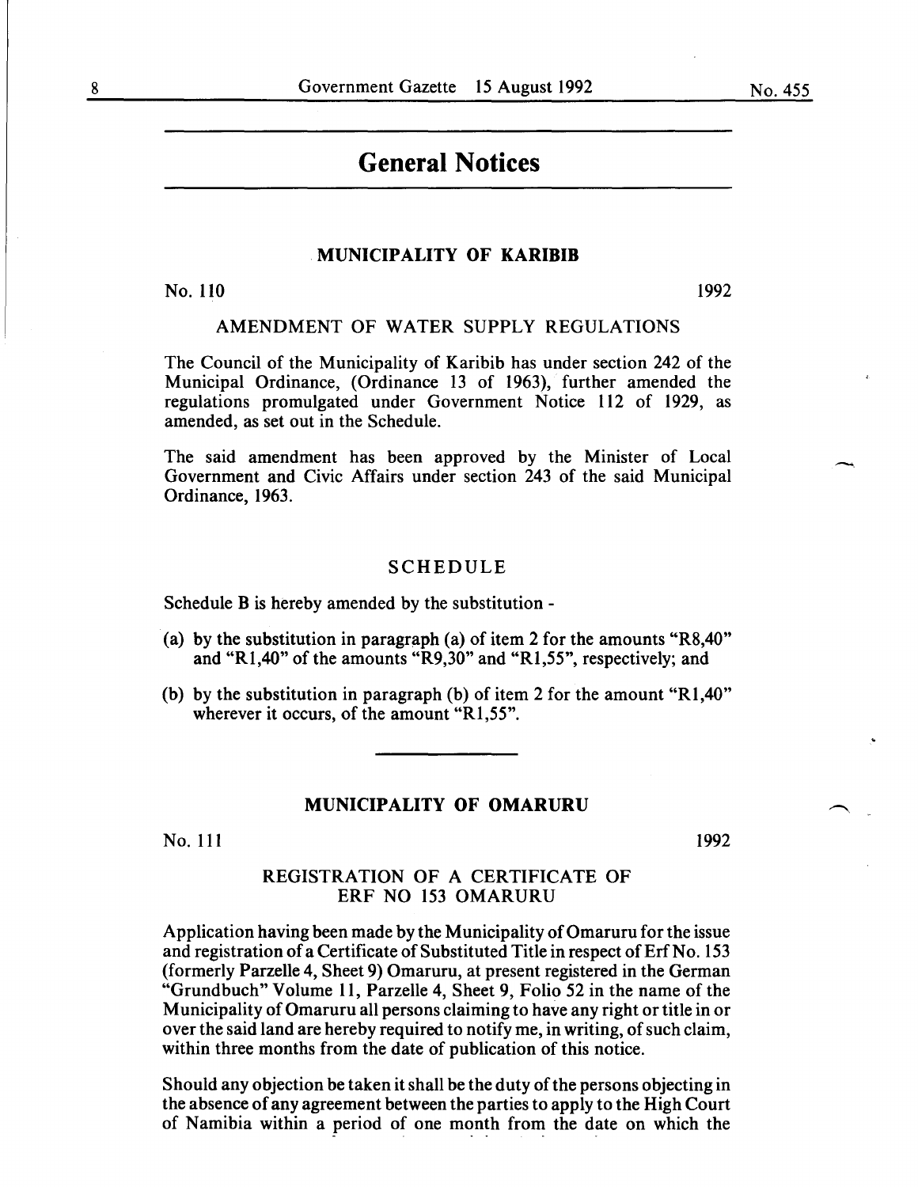# General Notices

## MUNICIPALITY OF KARIBIB

No. 110 1992

### AMENDMENT OF WATER SUPPLY REGULATIONS

The Council of the Municipality of Karibib has under section 242 of the Municipal Ordinance, (Ordinance 13 of 1963), further amended the regulations promulgated under Government Notice 112 of 1929, as amended, as set out in the Schedule.

The said amendment has been approved by the Minister of Local Government and Civic Affairs under section 243 of the said Municipal Ordinance, 1963.

### SCHEDULE

Schedule B is hereby amended by the substitution -

(a) by the substitution in paragraph (a) of item 2 for the amounts "R8,40" and "R1,40" of the amounts "R9,30" and "R1,55", respectively; and

(b) by the substitution in paragraph (b) of item 2 for the amount "R1,40" wherever it occurs, of the amount "R1,55".

## MUNICIPALITY OF OMARURU

No. 111 1992

### REGISTRATION OF A CERTIFICATE OF ERF NO 153 OMARURU

Application having been made by the Municipality of Omaruru for the issue and registration of a Certificate of Substituted Title in respect of Erf No. 153 (formerly Parzelle 4, Sheet 9) Omaruru, at present registered in the German "Grundbuch" Volume 11, Parzelle 4, Sheet 9, Folio 52 in the name of the Municipality of Omaruru all persons claiming to have any right or title in or over the said land are hereby required to notify me, in writing, of such claim, within three months from the date of publication of this notice.

Should any objection be taken it shall be the duty of the persons objecting in the absence of any agreement between the parties to apply to the High Court of Namibia within a period of one month from the date on which the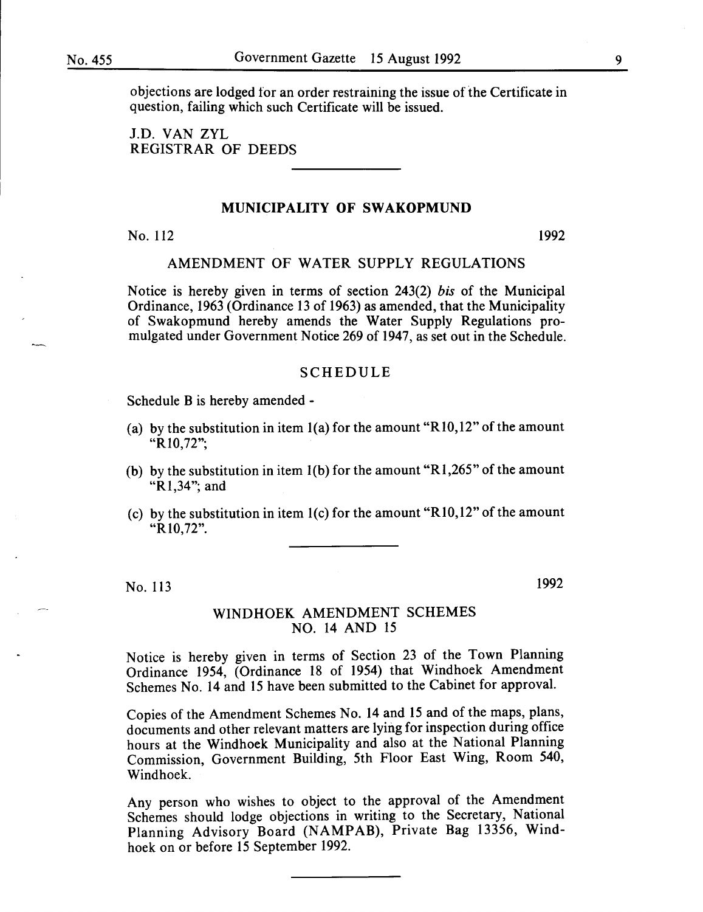objections are lodged for an order restraining the issue of the Certificate in question, failing which such Certificate will be issued.

J.D. VAN ZYL
REGISTRAR OF DEEDS

---

## MUNICIPALITY OF SWAKOPMUND

No. 112 1992

### AMENDMENT OF WATER SUPPLY REGULATIONS

Notice is hereby given in terms of section 243(2) *bis* of the Municipal Ordinance, 1963 (Ordinance 13 of 1963) as amended, that the Municipality of Swakopmund hereby amends the Water Supply Regulations promulgated under Government Notice 269 of 1947, as set out in the Schedule.

### SCHEDULE

Schedule B is hereby amended -

(a) by the substitution in item 1(a) for the amount "R10,12" of the amount "R10,72";

(b) by the substitution in item 1(b) for the amount "R1,265" of the amount "R1,34"; and

(c) by the substitution in item 1(c) for the amount "R10,12" of the amount "R10,72".

---

No. 113 1992

### WINDHOEK AMENDMENT SCHEMES NO. 14 AND 15

Notice is hereby given in terms of Section 23 of the Town Planning Ordinance 1954, (Ordinance 18 of 1954) that Windhoek Amendment Schemes No. 14 and 15 have been submitted to the Cabinet for approval.

Copies of the Amendment Schemes No. 14 and 15 and of the maps, plans, documents and other relevant matters are lying for inspection during office hours at the Windhoek Municipality and also at the National Planning Commission, Government Building, 5th Floor East Wing, Room 540, Windhoek.

Any person who wishes to object to the approval of the Amendment Schemes should lodge objections in writing to the Secretary, National Planning Advisory Board (NAMPAB), Private Bag 13356, Windhoek on or before 15 September 1992.